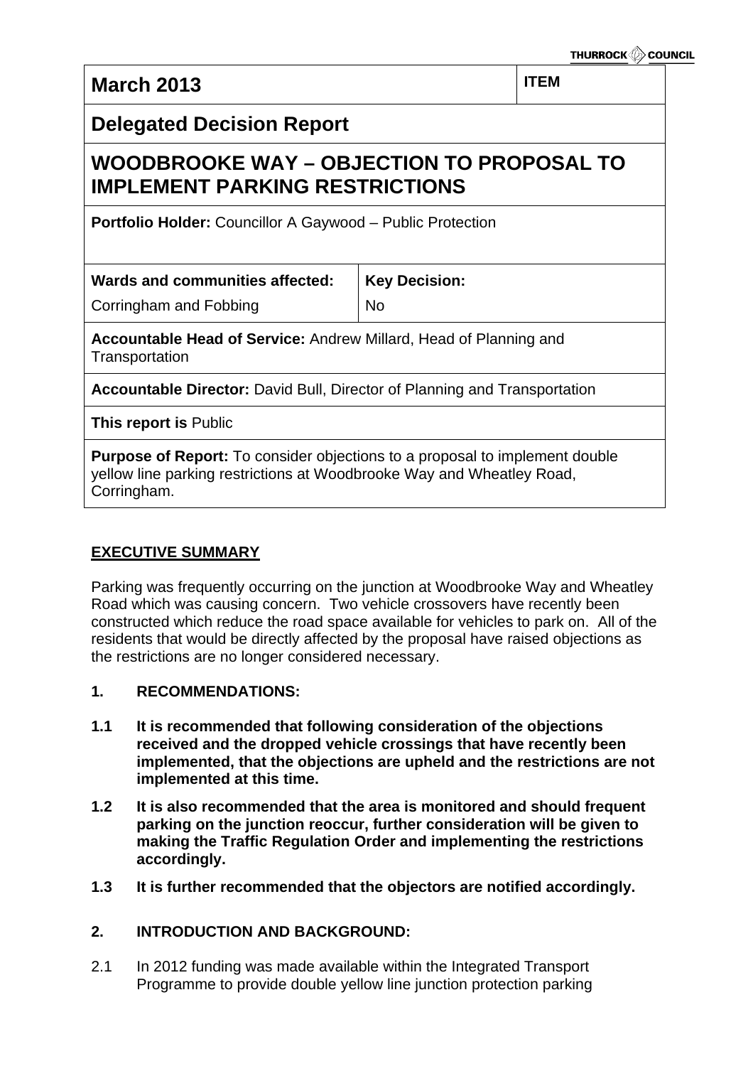THURROCK COUNCIL

| March 2013 | | ITEM |
|---|---|---|
| **Delegated Decision Report** | | |
| **WOODBROOKE WAY – OBJECTION TO PROPOSAL TO IMPLEMENT PARKING RESTRICTIONS** | | |
| **Portfolio Holder:** Councillor A Gaywood – Public Protection | | |
| **Wards and communities affected:** Corringham and Fobbing | **Key Decision:** No | |
| **Accountable Head of Service:** Andrew Millard, Head of Planning and Transportation | | |
| **Accountable Director:** David Bull, Director of Planning and Transportation | | |
| **This report is** Public | | |
| **Purpose of Report:** To consider objections to a proposal to implement double yellow line parking restrictions at Woodbrooke Way and Wheatley Road, Corringham. | | |

## EXECUTIVE SUMMARY

Parking was frequently occurring on the junction at Woodbrooke Way and Wheatley Road which was causing concern. Two vehicle crossovers have recently been constructed which reduce the road space available for vehicles to park on. All of the residents that would be directly affected by the proposal have raised objections as the restrictions are no longer considered necessary.

**1. RECOMMENDATIONS:**

**1.1 It is recommended that following consideration of the objections received and the dropped vehicle crossings that have recently been implemented, that the objections are upheld and the restrictions are not implemented at this time.**

**1.2 It is also recommended that the area is monitored and should frequent parking on the junction reoccur, further consideration will be given to making the Traffic Regulation Order and implementing the restrictions accordingly.**

**1.3 It is further recommended that the objectors are notified accordingly.**

**2. INTRODUCTION AND BACKGROUND:**

2.1 In 2012 funding was made available within the Integrated Transport Programme to provide double yellow line junction protection parking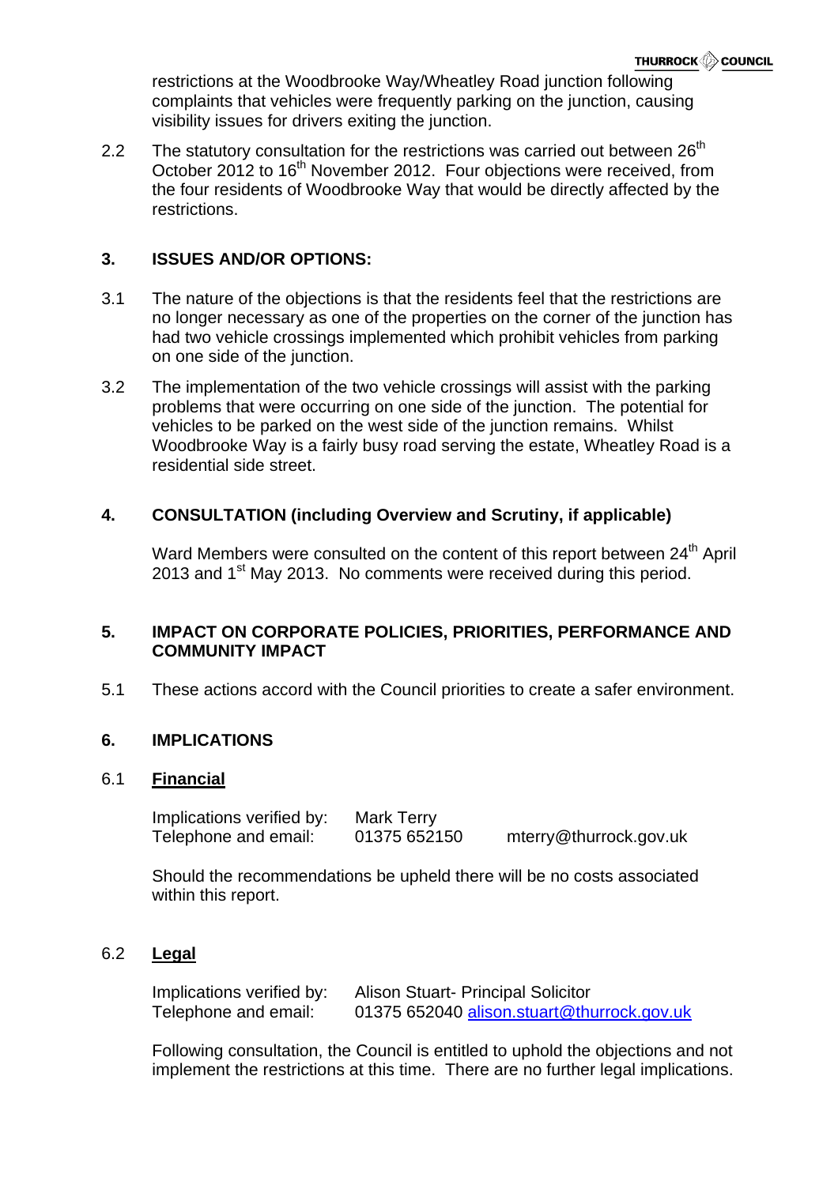restrictions at the Woodbrooke Way/Wheatley Road junction following complaints that vehicles were frequently parking on the junction, causing visibility issues for drivers exiting the junction.

2.2 The statutory consultation for the restrictions was carried out between 26th October 2012 to 16th November 2012. Four objections were received, from the four residents of Woodbrooke Way that would be directly affected by the restrictions.

## 3. ISSUES AND/OR OPTIONS:

3.1 The nature of the objections is that the residents feel that the restrictions are no longer necessary as one of the properties on the corner of the junction has had two vehicle crossings implemented which prohibit vehicles from parking on one side of the junction.

3.2 The implementation of the two vehicle crossings will assist with the parking problems that were occurring on one side of the junction. The potential for vehicles to be parked on the west side of the junction remains. Whilst Woodbrooke Way is a fairly busy road serving the estate, Wheatley Road is a residential side street.

## 4. CONSULTATION (including Overview and Scrutiny, if applicable)

Ward Members were consulted on the content of this report between 24th April 2013 and 1st May 2013. No comments were received during this period.

## 5. IMPACT ON CORPORATE POLICIES, PRIORITIES, PERFORMANCE AND COMMUNITY IMPACT

5.1 These actions accord with the Council priorities to create a safer environment.

## 6. IMPLICATIONS

### 6.1 Financial

Implications verified by: Mark Terry
Telephone and email: 01375 652150 mterry@thurrock.gov.uk

Should the recommendations be upheld there will be no costs associated within this report.

### 6.2 Legal

Implications verified by: Alison Stuart- Principal Solicitor
Telephone and email: 01375 652040 alison.stuart@thurrock.gov.uk

Following consultation, the Council is entitled to uphold the objections and not implement the restrictions at this time. There are no further legal implications.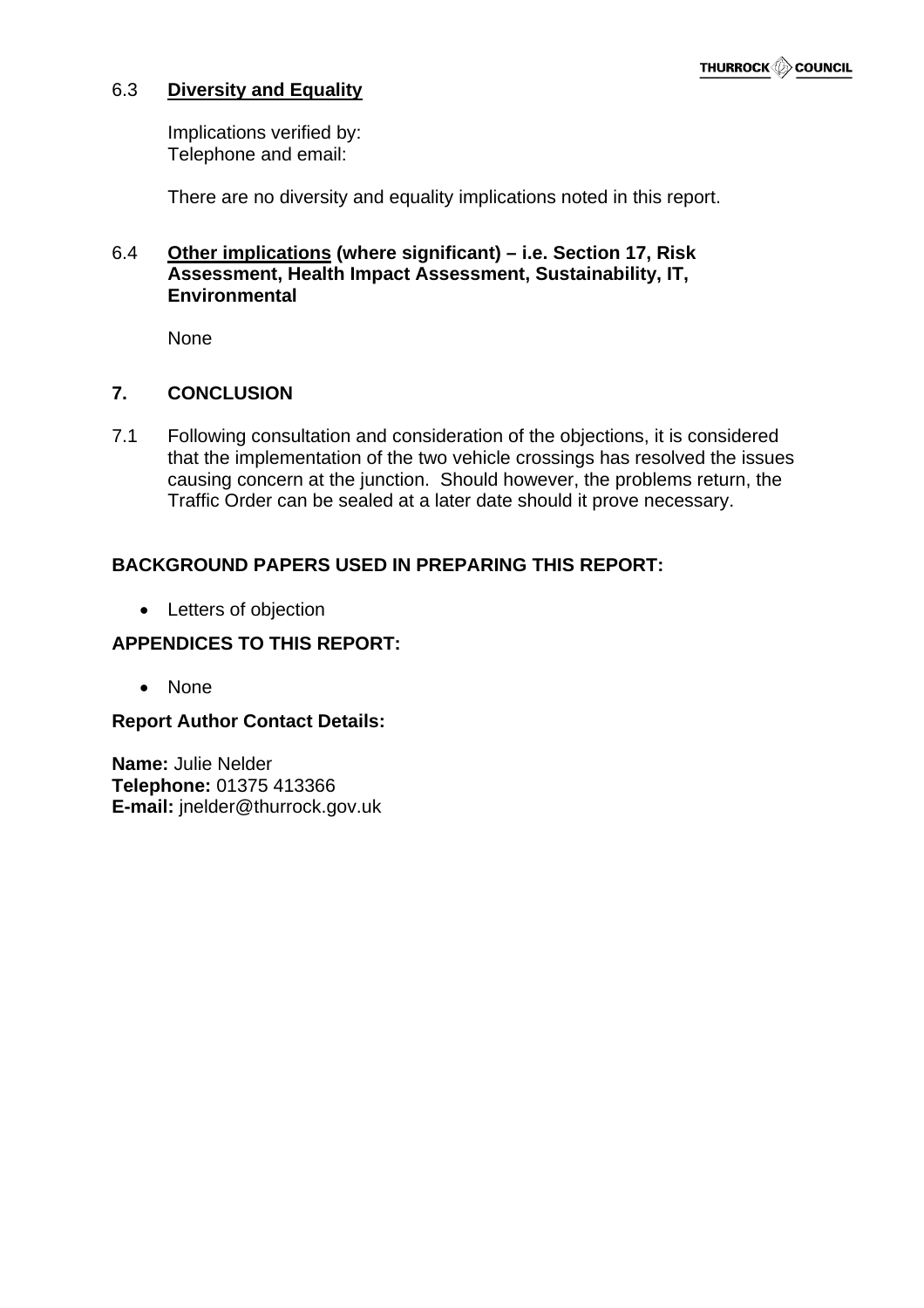6.3 **Diversity and Equality**

Implications verified by:
Telephone and email:

There are no diversity and equality implications noted in this report.

6.4 **Other implications (where significant) – i.e. Section 17, Risk Assessment, Health Impact Assessment, Sustainability, IT, Environmental**

None

## 7. CONCLUSION

7.1 Following consultation and consideration of the objections, it is considered that the implementation of the two vehicle crossings has resolved the issues causing concern at the junction. Should however, the problems return, the Traffic Order can be sealed at a later date should it prove necessary.

**BACKGROUND PAPERS USED IN PREPARING THIS REPORT:**

- Letters of objection

**APPENDICES TO THIS REPORT:**

- None

**Report Author Contact Details:**

**Name:** Julie Nelder
**Telephone:** 01375 413366
**E-mail:** jnelder@thurrock.gov.uk